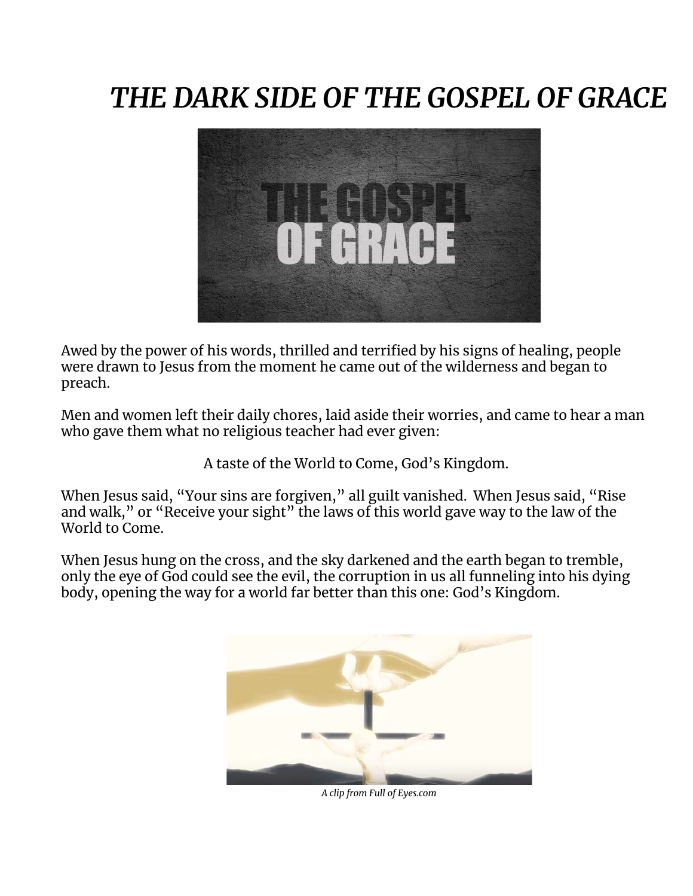# *THE DARK SIDE OF THE GOSPEL OF GRACE*

Awed by the power of his words, thrilled and terrified by his signs of healing, people were drawn to Jesus from the moment he came out of the wilderness and began to preach.

Men and women left their daily chores, laid aside their worries, and came to hear a man who gave them what no religious teacher had ever given:

A taste of the World to Come, God's Kingdom.

When Jesus said, "Your sins are forgiven," all guilt vanished. When Jesus said, "Rise and walk," or "Receive your sight" the laws of this world gave way to the law of the World to Come.

When Jesus hung on the cross, and the sky darkened and the earth began to tremble, only the eye of God could see the evil, the corruption in us all funneling into his dying body, opening the way for a world far better than this one: God's Kingdom.

*A clip from Full of Eyes.com*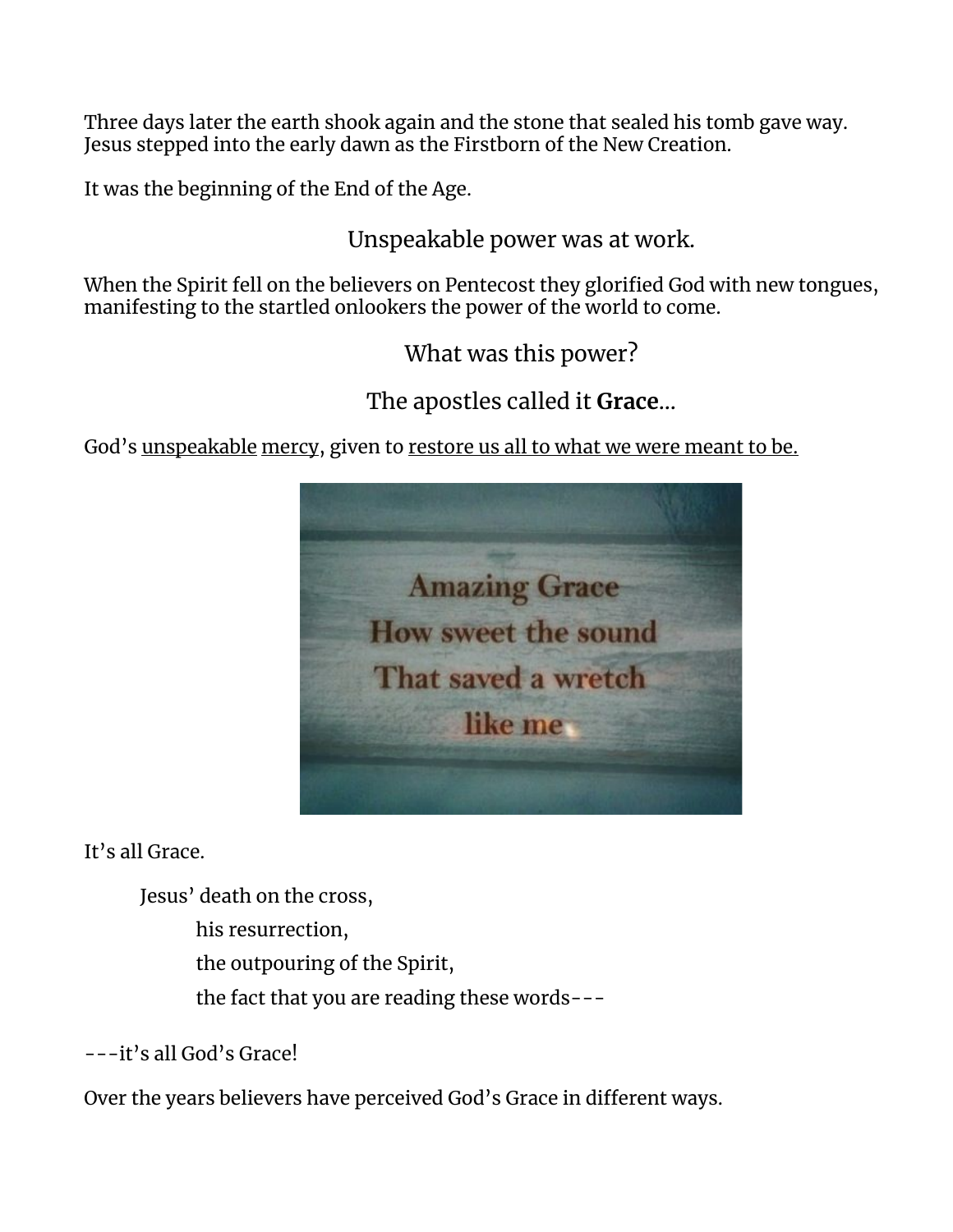Three days later the earth shook again and the stone that sealed his tomb gave way. Jesus stepped into the early dawn as the Firstborn of the New Creation.

It was the beginning of the End of the Age.

Unspeakable power was at work.

When the Spirit fell on the believers on Pentecost they glorified God with new tongues, manifesting to the startled onlookers the power of the world to come.

What was this power?

The apostles called it **Grace**...

God's unspeakable mercy, given to restore us all to what we were meant to be.

Amazing Grace
How sweet the sound
That saved a wretch
like me

It's all Grace.

Jesus' death on the cross,
his resurrection,
the outpouring of the Spirit,
the fact that you are reading these words---

---it's all God's Grace!

Over the years believers have perceived God's Grace in different ways.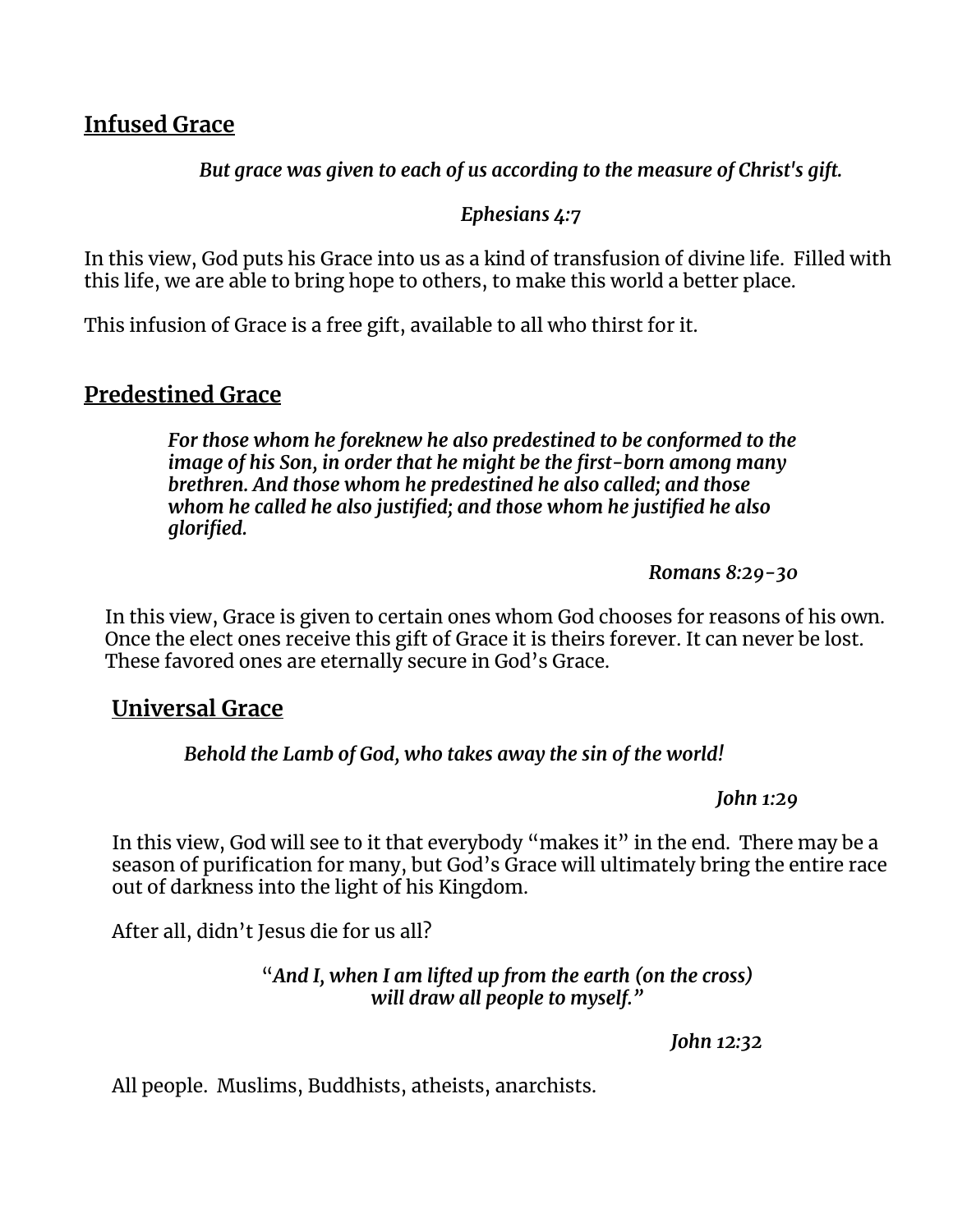## Infused Grace

*But grace was given to each of us according to the measure of Christ's gift.*

*Ephesians 4:7*

In this view, God puts his Grace into us as a kind of transfusion of divine life. Filled with this life, we are able to bring hope to others, to make this world a better place.

This infusion of Grace is a free gift, available to all who thirst for it.

## Predestined Grace

*For those whom he foreknew he also predestined to be conformed to the image of his Son, in order that he might be the first-born among many brethren. And those whom he predestined he also called; and those whom he called he also justified; and those whom he justified he also glorified.*

*Romans 8:29-30*

In this view, Grace is given to certain ones whom God chooses for reasons of his own. Once the elect ones receive this gift of Grace it is theirs forever. It can never be lost. These favored ones are eternally secure in God's Grace.

## Universal Grace

*Behold the Lamb of God, who takes away the sin of the world!*

*John 1:29*

In this view, God will see to it that everybody "makes it" in the end. There may be a season of purification for many, but God's Grace will ultimately bring the entire race out of darkness into the light of his Kingdom.

After all, didn't Jesus die for us all?

"*And I, when I am lifted up from the earth (on the cross) will draw all people to myself."*

*John 12:32*

All people. Muslims, Buddhists, atheists, anarchists.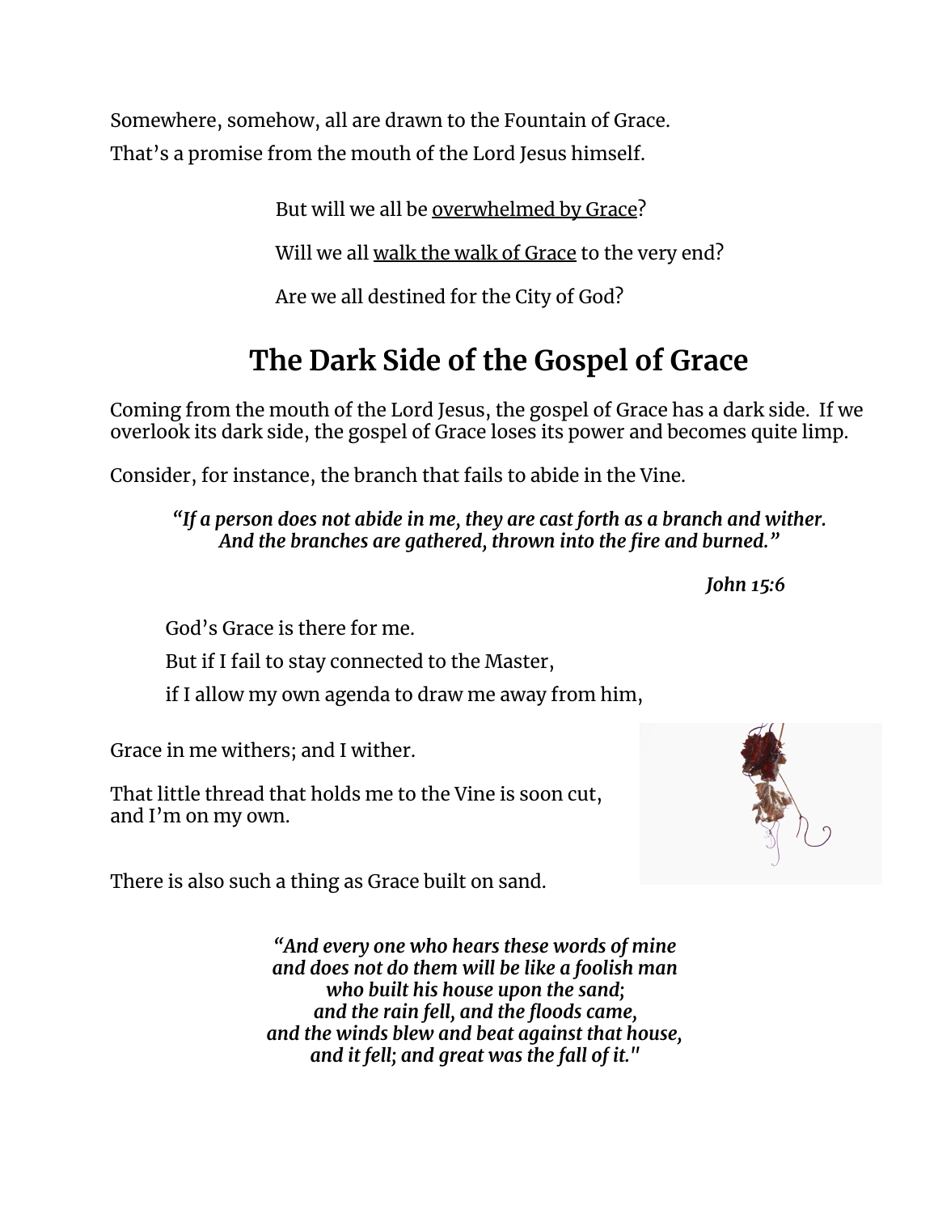Somewhere, somehow, all are drawn to the Fountain of Grace.

That's a promise from the mouth of the Lord Jesus himself.

> But will we all be <u>overwhelmed by Grace</u>?
>
> Will we all <u>walk the walk of Grace</u> to the very end?
>
> Are we all destined for the City of God?

## The Dark Side of the Gospel of Grace

Coming from the mouth of the Lord Jesus, the gospel of Grace has a dark side. If we overlook its dark side, the gospel of Grace loses its power and becomes quite limp.

Consider, for instance, the branch that fails to abide in the Vine.

> ***"If a person does not abide in me, they are cast forth as a branch and wither. And the branches are gathered, thrown into the fire and burned."***
>
> ***John 15:6***

> God's Grace is there for me.
>
> But if I fail to stay connected to the Master,
>
> if I allow my own agenda to draw me away from him,

Grace in me withers; and I wither.

That little thread that holds me to the Vine is soon cut, and I'm on my own.

There is also such a thing as Grace built on sand.

> ***"And every one who hears these words of mine***
> ***and does not do them will be like a foolish man***
> ***who built his house upon the sand;***
> ***and the rain fell, and the floods came,***
> ***and the winds blew and beat against that house,***
> ***and it fell; and great was the fall of it."***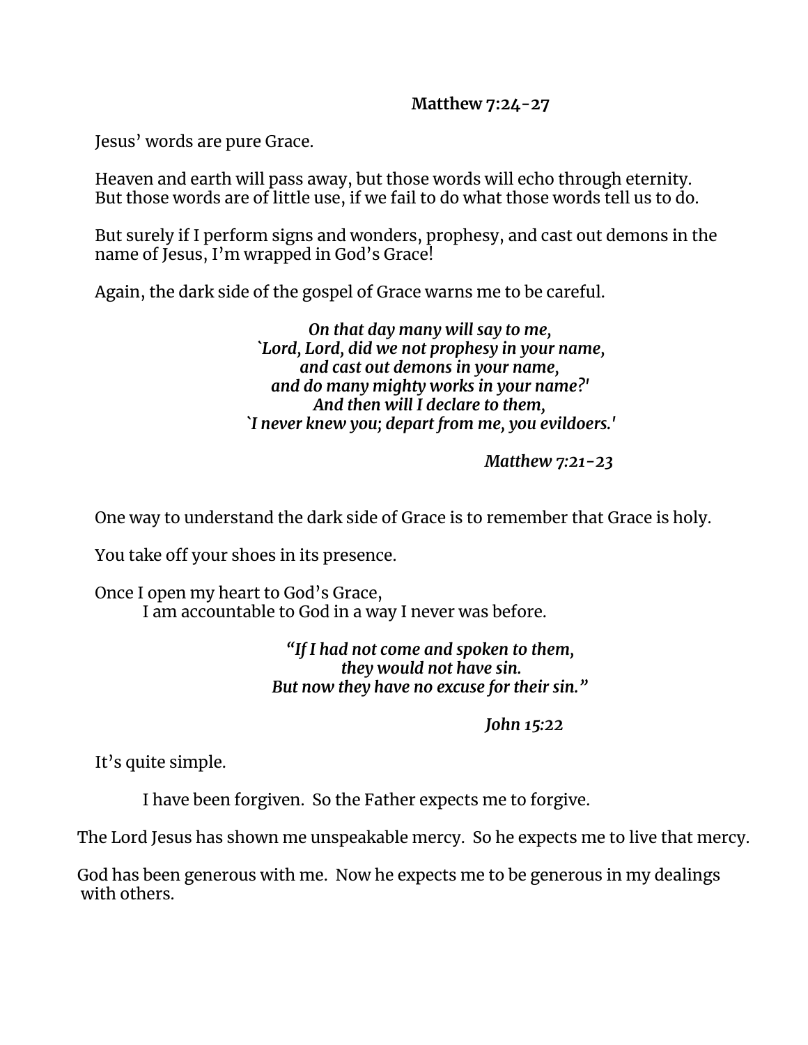**Matthew 7:24-27**

Jesus' words are pure Grace.

Heaven and earth will pass away, but those words will echo through eternity.
But those words are of little use, if we fail to do what those words tell us to do.

But surely if I perform signs and wonders, prophesy, and cast out demons in the name of Jesus, I'm wrapped in God's Grace!

Again, the dark side of the gospel of Grace warns me to be careful.

> ***On that day many will say to me,***
> ***`Lord, Lord, did we not prophesy in your name,***
> ***and cast out demons in your name,***
> ***and do many mighty works in your name?'***
> ***And then will I declare to them,***
> ***`I never knew you; depart from me, you evildoers.'***
>
> ***Matthew 7:21-23***

One way to understand the dark side of Grace is to remember that Grace is holy.

You take off your shoes in its presence.

Once I open my heart to God's Grace,
I am accountable to God in a way I never was before.

> ***"If I had not come and spoken to them,***
> ***they would not have sin.***
> ***But now they have no excuse for their sin."***
>
> ***John 15:22***

It's quite simple.

I have been forgiven. So the Father expects me to forgive.

The Lord Jesus has shown me unspeakable mercy. So he expects me to live that mercy.

God has been generous with me. Now he expects me to be generous in my dealings with others.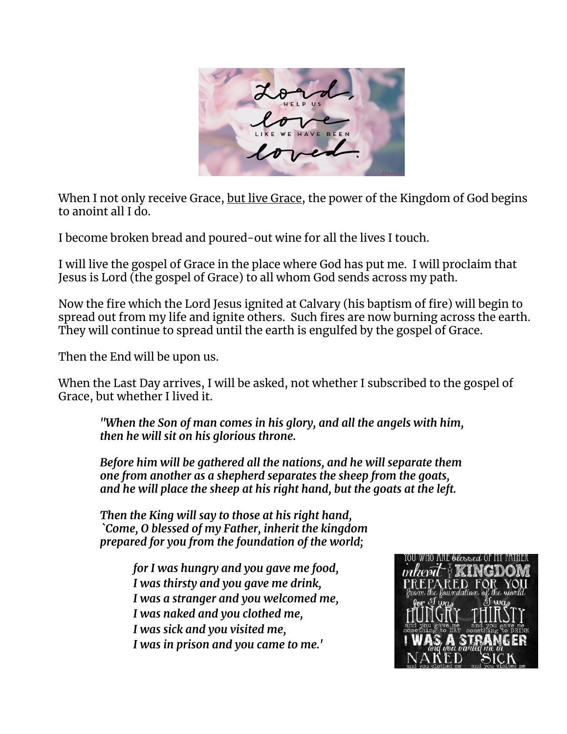When I not only receive Grace, <u>but live Grace</u>, the power of the Kingdom of God begins to anoint all I do.

I become broken bread and poured-out wine for all the lives I touch.

I will live the gospel of Grace in the place where God has put me.  I will proclaim that Jesus is Lord (the gospel of Grace) to all whom God sends across my path.

Now the fire which the Lord Jesus ignited at Calvary (his baptism of fire) will begin to spread out from my life and ignite others.  Such fires are now burning across the earth. They will continue to spread until the earth is engulfed by the gospel of Grace.

Then the End will be upon us.

When the Last Day arrives, I will be asked, not whether I subscribed to the gospel of Grace, but whether I lived it.

> ***"When the Son of man comes in his glory, and all the angels with him, then he will sit on his glorious throne.***
>
> ***Before him will be gathered all the nations, and he will separate them one from another as a shepherd separates the sheep from the goats, and he will place the sheep at his right hand, but the goats at the left.***
>
> ***Then the King will say to those at his right hand, `Come, O blessed of my Father, inherit the kingdom prepared for you from the foundation of the world;***
>
> > ***for I was hungry and you gave me food,***
> > ***I was thirsty and you gave me drink,***
> > ***I was a stranger and you welcomed me,***
> > ***I was naked and you clothed me,***
> > ***I was sick and you visited me,***
> > ***I was in prison and you came to me.'***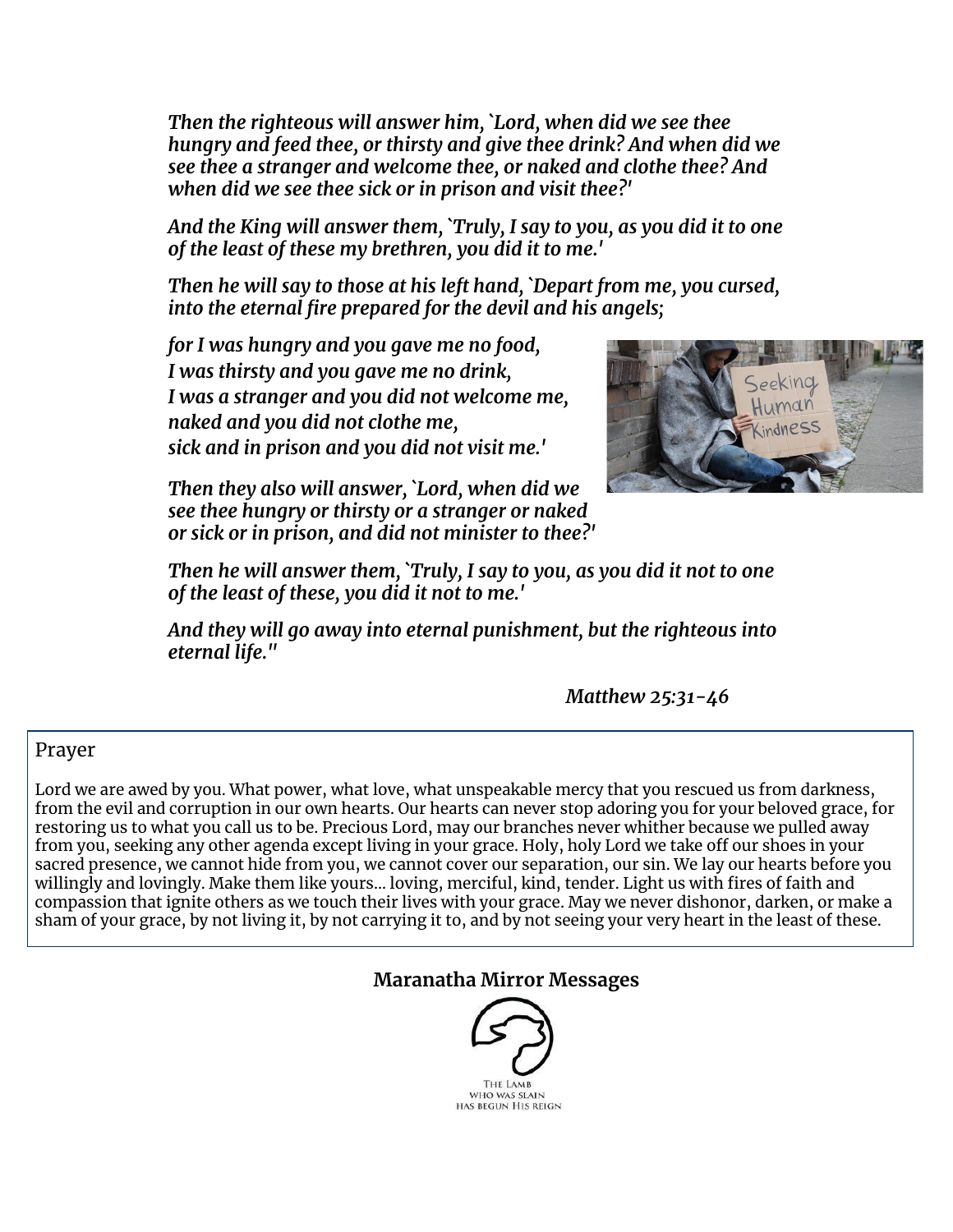*Then the righteous will answer him, `Lord, when did we see thee hungry and feed thee, or thirsty and give thee drink? And when did we see thee a stranger and welcome thee, or naked and clothe thee? And when did we see thee sick or in prison and visit thee?'*

*And the King will answer them, `Truly, I say to you, as you did it to one of the least of these my brethren, you did it to me.'*

*Then he will say to those at his left hand, `Depart from me, you cursed, into the eternal fire prepared for the devil and his angels;*

*for I was hungry and you gave me no food,*
*I was thirsty and you gave me no drink,*
*I was a stranger and you did not welcome me,*
*naked and you did not clothe me,*
*sick and in prison and you did not visit me.'*

*Then they also will answer, `Lord, when did we see thee hungry or thirsty or a stranger or naked or sick or in prison, and did not minister to thee?'*

*Then he will answer them, `Truly, I say to you, as you did it not to one of the least of these, you did it not to me.'*

*And they will go away into eternal punishment, but the righteous into eternal life."*

*Matthew 25:31-46*

Prayer

Lord we are awed by you. What power, what love, what unspeakable mercy that you rescued us from darkness, from the evil and corruption in our own hearts. Our hearts can never stop adoring you for your beloved grace, for restoring us to what you call us to be. Precious Lord, may our branches never whither because we pulled away from you, seeking any other agenda except living in your grace. Holy, holy Lord we take off our shoes in your sacred presence, we cannot hide from you, we cannot cover our separation, our sin. We lay our hearts before you willingly and lovingly. Make them like yours... loving, merciful, kind, tender. Light us with fires of faith and compassion that ignite others as we touch their lives with your grace. May we never dishonor, darken, or make a sham of your grace, by not living it, by not carrying it to, and by not seeing your very heart in the least of these.

**Maranatha Mirror Messages**

THE LAMB WHO WAS SLAIN HAS BEGUN HIS REIGN